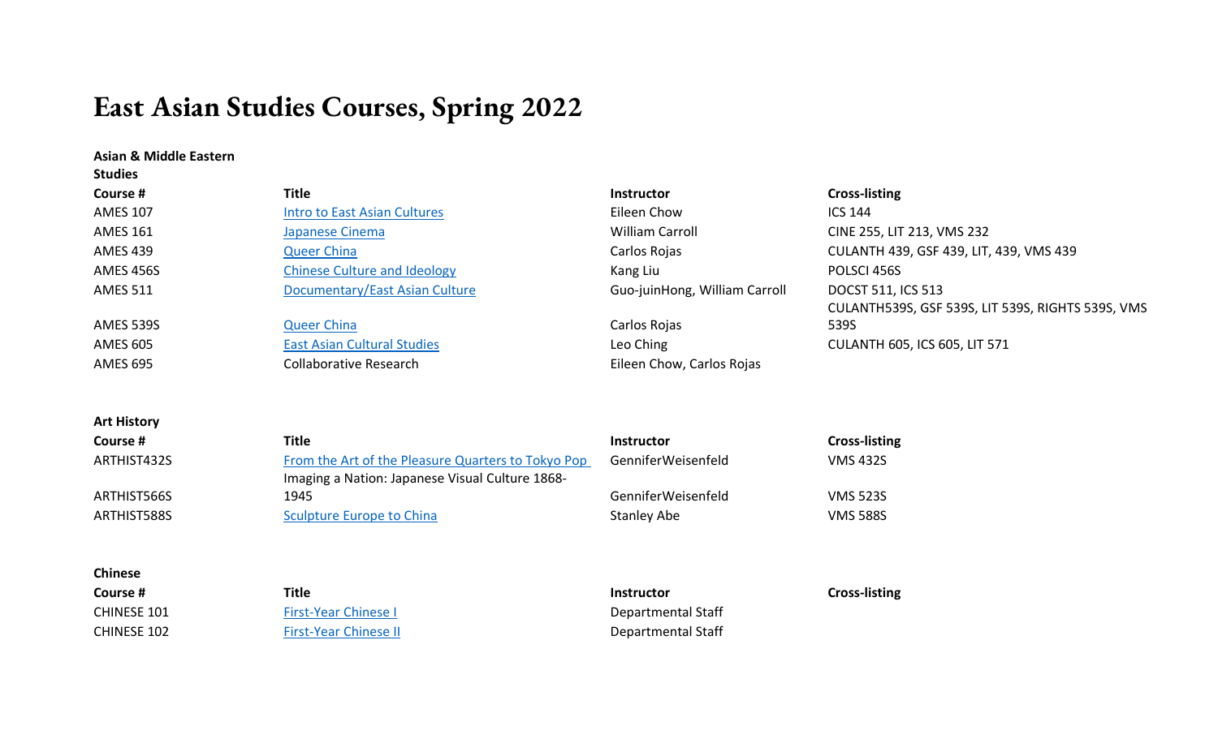# East Asian Studies Courses, Spring 2022

**Asian & Middle Eastern Studies**

| Course # | Title | Instructor | Cross-listing |
|---|---|---|---|
| AMES 107 | Intro to East Asian Cultures | Eileen Chow | ICS 144 |
| AMES 161 | Japanese Cinema | William Carroll | CINE 255, LIT 213, VMS 232 |
| AMES 439 | Queer China | Carlos Rojas | CULANTH 439, GSF 439, LIT, 439, VMS 439 |
| AMES 456S | Chinese Culture and Ideology | Kang Liu | POLSCI 456S |
| AMES 511 | Documentary/East Asian Culture | Guo-juinHong, William Carroll | DOCST 511, ICS 513 |
| AMES 539S | Queer China | Carlos Rojas | CULANTH539S, GSF 539S, LIT 539S, RIGHTS 539S, VMS 539S |
| AMES 605 | East Asian Cultural Studies | Leo Ching | CULANTH 605, ICS 605, LIT 571 |
| AMES 695 | Collaborative Research | Eileen Chow, Carlos Rojas | |

**Art History**

| Course # | Title | Instructor | Cross-listing |
|---|---|---|---|
| ARTHIST432S | From the Art of the Pleasure Quarters to Tokyo Pop | GenniferWeisenfeld | VMS 432S |
| ARTHIST566S | Imaging a Nation: Japanese Visual Culture 1868-1945 | GenniferWeisenfeld | VMS 523S |
| ARTHIST588S | Sculpture Europe to China | Stanley Abe | VMS 588S |

**Chinese**

| Course # | Title | Instructor | Cross-listing |
|---|---|---|---|
| CHINESE 101 | First-Year Chinese I | Departmental Staff | |
| CHINESE 102 | First-Year Chinese II | Departmental Staff | |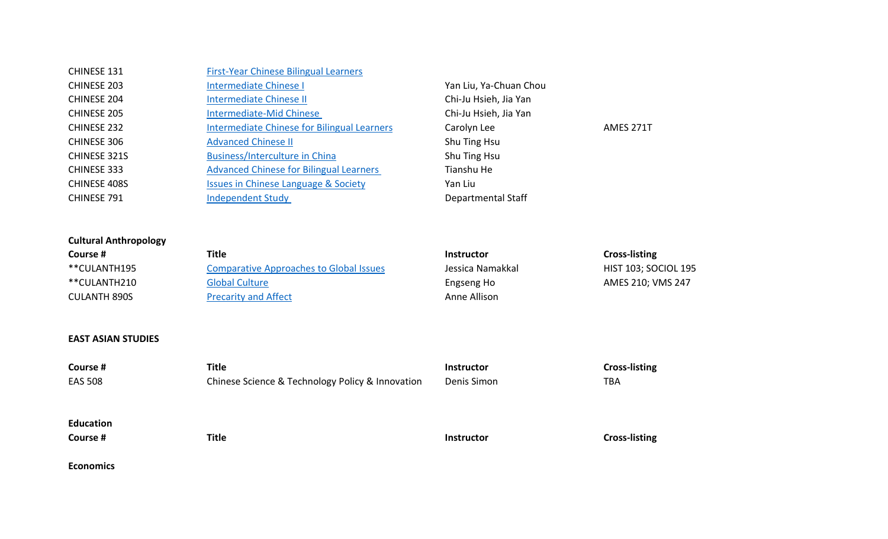| | | | |
|---|---|---|---|
| CHINESE 131 | First-Year Chinese Bilingual Learners | | |
| CHINESE 203 | Intermediate Chinese I | Yan Liu, Ya-Chuan Chou | |
| CHINESE 204 | Intermediate Chinese II | Chi-Ju Hsieh, Jia Yan | |
| CHINESE 205 | Intermediate-Mid Chinese | Chi-Ju Hsieh, Jia Yan | |
| CHINESE 232 | Intermediate Chinese for Bilingual Learners | Carolyn Lee | AMES 271T |
| CHINESE 306 | Advanced Chinese II | Shu Ting Hsu | |
| CHINESE 321S | Business/Interculture in China | Shu Ting Hsu | |
| CHINESE 333 | Advanced Chinese for Bilingual Learners | Tianshu He | |
| CHINESE 408S | Issues in Chinese Language & Society | Yan Liu | |
| CHINESE 791 | Independent Study | Departmental Staff | |

**Cultural Anthropology**

| Course # | Title | Instructor | Cross-listing |
|---|---|---|---|
| **CULANTH195 | Comparative Approaches to Global Issues | Jessica Namakkal | HIST 103; SOCIOL 195 |
| **CULANTH210 | Global Culture | Engseng Ho | AMES 210; VMS 247 |
| CULANTH 890S | Precarity and Affect | Anne Allison | |

**EAST ASIAN STUDIES**

| Course # | Title | Instructor | Cross-listing |
|---|---|---|---|
| EAS 508 | Chinese Science & Technology Policy & Innovation | Denis Simon | TBA |

**Education**

| Course # | Title | Instructor | Cross-listing |
|---|---|---|---|

**Economics**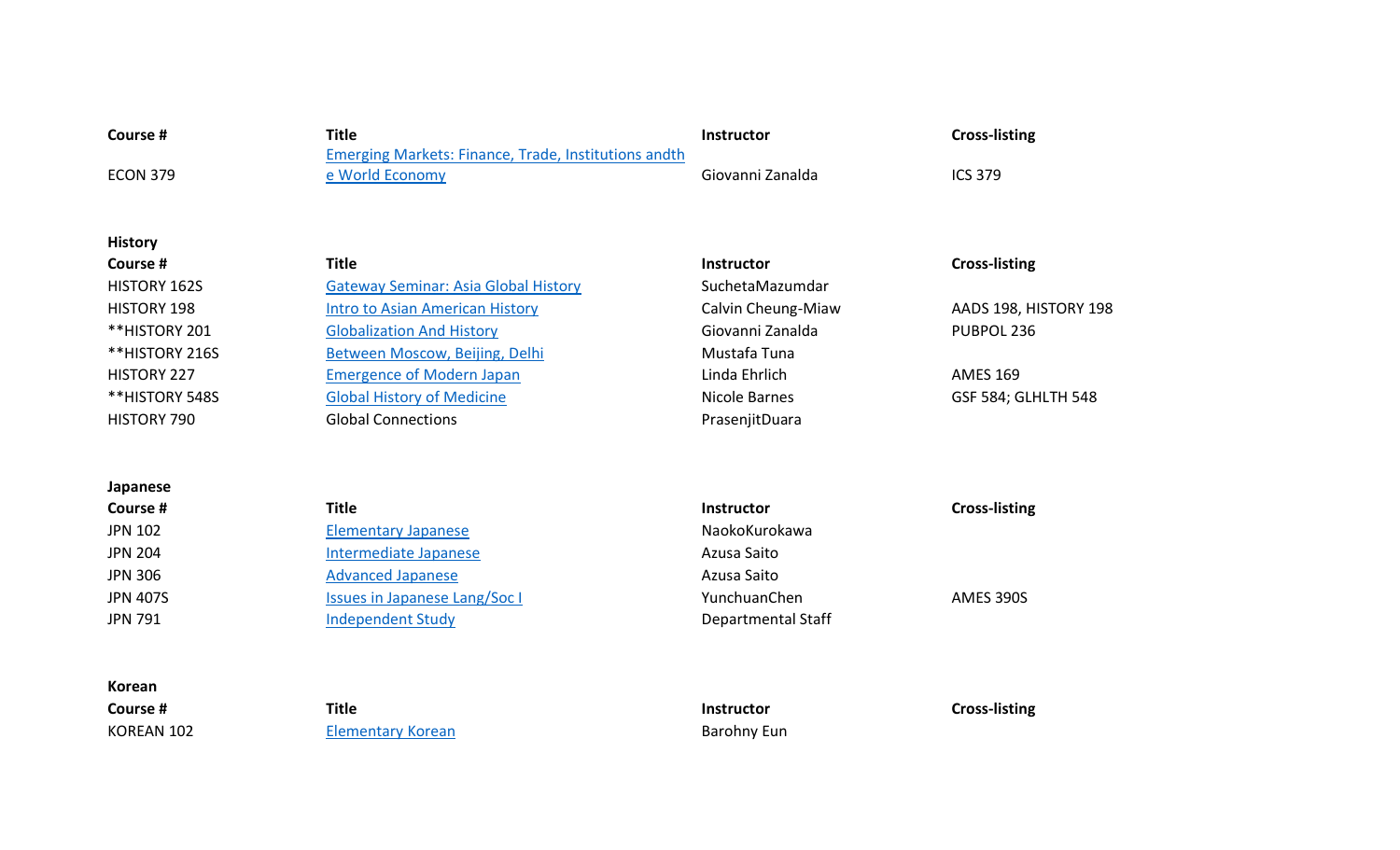| Course # | Title | Instructor | Cross-listing |
|---|---|---|---|
| ECON 379 | Emerging Markets: Finance, Trade, Institutions andthe World Economy | Giovanni Zanalda | ICS 379 |

**History**

| Course # | Title | Instructor | Cross-listing |
|---|---|---|---|
| HISTORY 162S | Gateway Seminar: Asia Global History | SuchetaMazumdar | |
| HISTORY 198 | Intro to Asian American History | Calvin Cheung-Miaw | AADS 198, HISTORY 198 |
| **HISTORY 201 | Globalization And History | Giovanni Zanalda | PUBPOL 236 |
| **HISTORY 216S | Between Moscow, Beijing, Delhi | Mustafa Tuna | |
| HISTORY 227 | Emergence of Modern Japan | Linda Ehrlich | AMES 169 |
| **HISTORY 548S | Global History of Medicine | Nicole Barnes | GSF 584; GLHLTH 548 |
| HISTORY 790 | Global Connections | PrasenjitDuara | |

**Japanese**

| Course # | Title | Instructor | Cross-listing |
|---|---|---|---|
| JPN 102 | Elementary Japanese | NaokoKurokawa | |
| JPN 204 | Intermediate Japanese | Azusa Saito | |
| JPN 306 | Advanced Japanese | Azusa Saito | |
| JPN 407S | Issues in Japanese Lang/Soc I | YunchuanChen | AMES 390S |
| JPN 791 | Independent Study | Departmental Staff | |

**Korean**

| Course # | Title | Instructor | Cross-listing |
|---|---|---|---|
| KOREAN 102 | Elementary Korean | Barohny Eun | |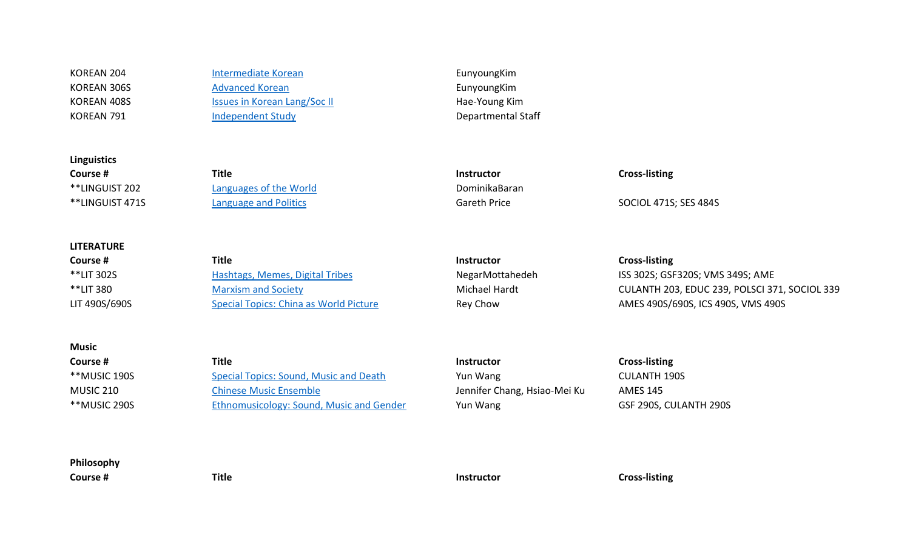| | | | |
|---|---|---|---|
| KOREAN 204 | Intermediate Korean | EunyoungKim | |
| KOREAN 306S | Advanced Korean | EunyoungKim | |
| KOREAN 408S | Issues in Korean Lang/Soc II | Hae-Young Kim | |
| KOREAN 791 | Independent Study | Departmental Staff | |

**Linguistics**

| Course # | Title | Instructor | Cross-listing |
|---|---|---|---|
| **LINGUIST 202 | Languages of the World | DominikaBaran | |
| **LINGUIST 471S | Language and Politics | Gareth Price | SOCIOL 471S; SES 484S |

**LITERATURE**

| Course # | Title | Instructor | Cross-listing |
|---|---|---|---|
| **LIT 302S | Hashtags, Memes, Digital Tribes | NegarMottahedeh | ISS 302S; GSF320S; VMS 349S; AME |
| **LIT 380 | Marxism and Society | Michael Hardt | CULANTH 203, EDUC 239, POLSCI 371, SOCIOL 339 |
| LIT 490S/690S | Special Topics: China as World Picture | Rey Chow | AMES 490S/690S, ICS 490S, VMS 490S |

**Music**

| Course # | Title | Instructor | Cross-listing |
|---|---|---|---|
| **MUSIC 190S | Special Topics: Sound, Music and Death | Yun Wang | CULANTH 190S |
| MUSIC 210 | Chinese Music Ensemble | Jennifer Chang, Hsiao-Mei Ku | AMES 145 |
| **MUSIC 290S | Ethnomusicology: Sound, Music and Gender | Yun Wang | GSF 290S, CULANTH 290S |

**Philosophy**

| Course # | Title | Instructor | Cross-listing |
|---|---|---|---|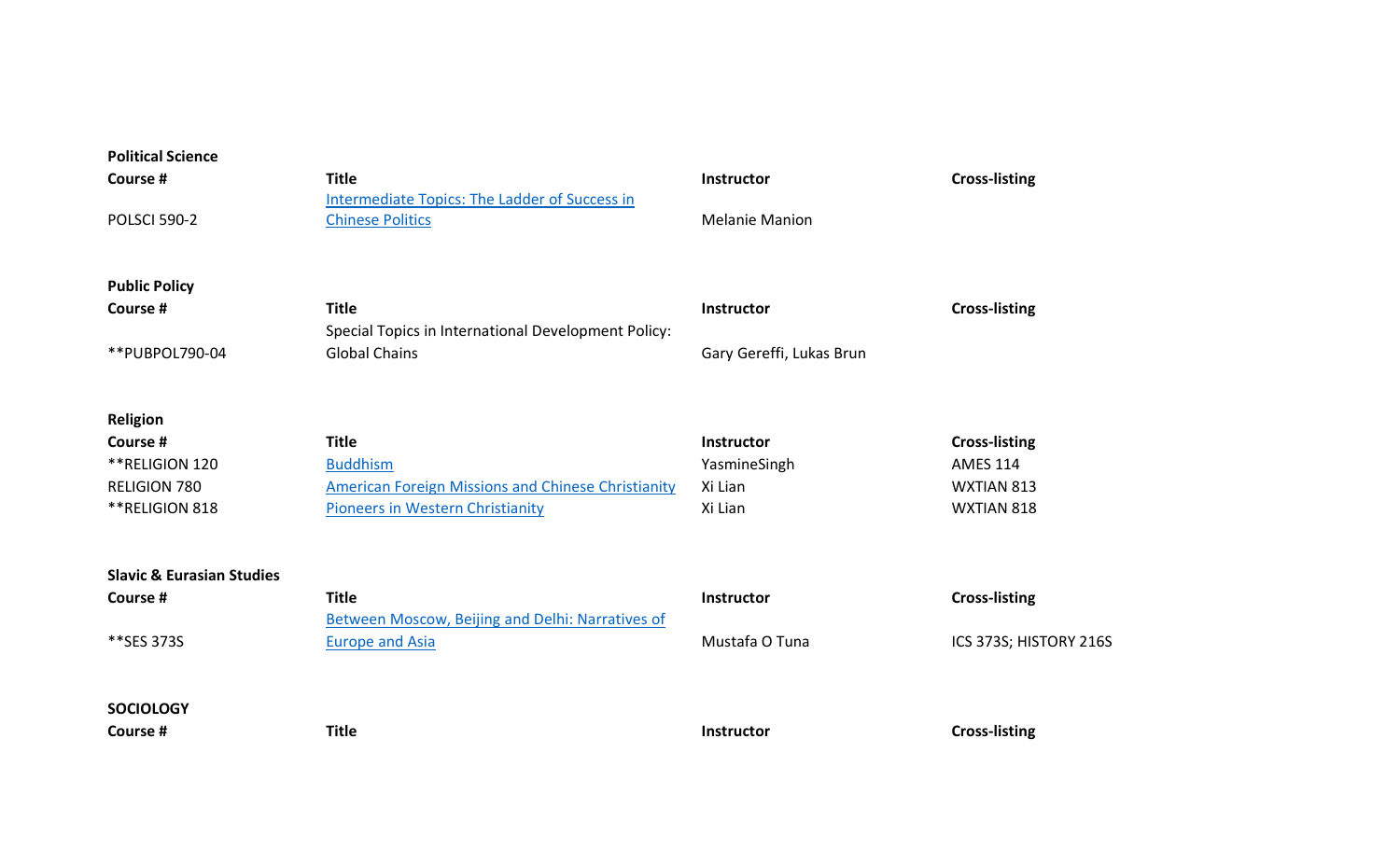**Political Science**

| Course # | Title | Instructor | Cross-listing |
|---|---|---|---|
| POLSCI 590-2 | Intermediate Topics: The Ladder of Success in Chinese Politics | Melanie Manion | |

**Public Policy**

| Course # | Title | Instructor | Cross-listing |
|---|---|---|---|
| **PUBPOL790-04 | Special Topics in International Development Policy: Global Chains | Gary Gereffi, Lukas Brun | |

**Religion**

| Course # | Title | Instructor | Cross-listing |
|---|---|---|---|
| **RELIGION 120 | Buddhism | YasmineSingh | AMES 114 |
| RELIGION 780 | American Foreign Missions and Chinese Christianity | Xi Lian | WXTIAN 813 |
| **RELIGION 818 | Pioneers in Western Christianity | Xi Lian | WXTIAN 818 |

**Slavic & Eurasian Studies**

| Course # | Title | Instructor | Cross-listing |
|---|---|---|---|
| **SES 373S | Between Moscow, Beijing and Delhi: Narratives of Europe and Asia | Mustafa O Tuna | ICS 373S; HISTORY 216S |

**SOCIOLOGY**

| Course # | Title | Instructor | Cross-listing |
|---|---|---|---|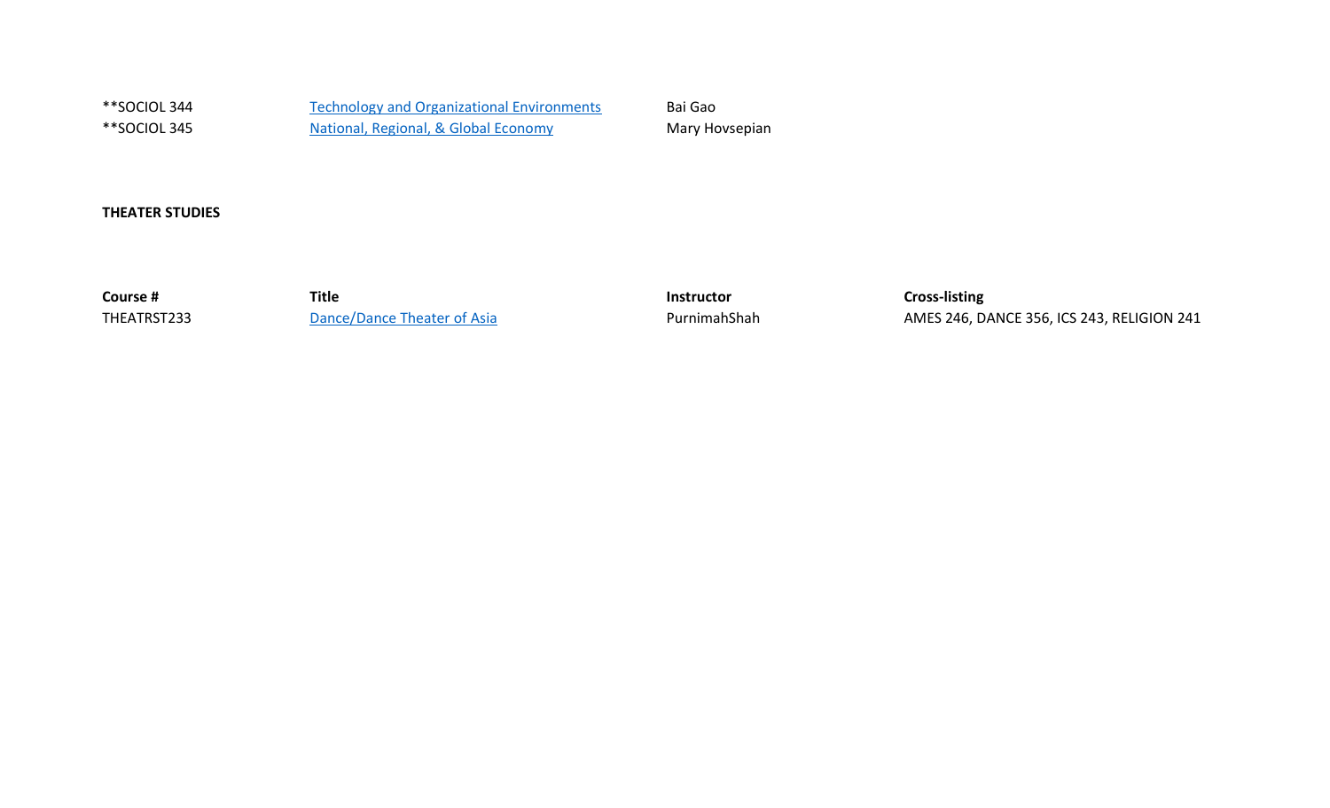| | | |
|---|---|---|
| **SOCIOL 344 | Technology and Organizational Environments | Bai Gao |
| **SOCIOL 345 | National, Regional, & Global Economy | Mary Hovsepian |

**THEATER STUDIES**

| **Course #** | **Title** | **Instructor** | **Cross-listing** |
|---|---|---|---|
| THEATRST233 | Dance/Dance Theater of Asia | PurnimahShah | AMES 246, DANCE 356, ICS 243, RELIGION 241 |